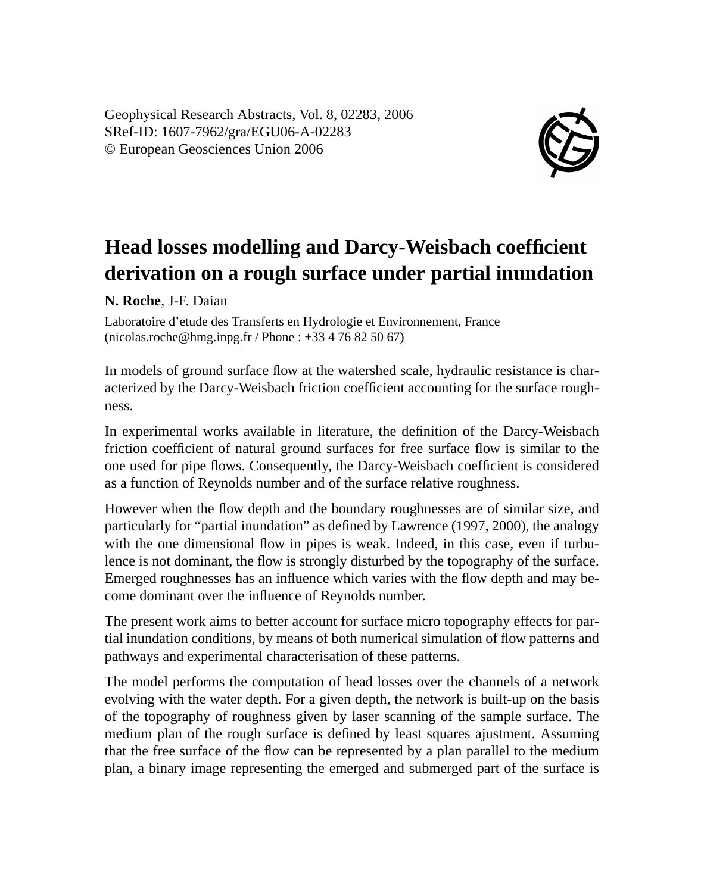Geophysical Research Abstracts, Vol. 8, 02283, 2006
SRef-ID: 1607-7962/gra/EGU06-A-02283
© European Geosciences Union 2006

# Head losses modelling and Darcy-Weisbach coefficient derivation on a rough surface under partial inundation

**N. Roche**, J-F. Daian

Laboratoire d'etude des Transferts en Hydrologie et Environnement, France
(nicolas.roche@hmg.inpg.fr / Phone : +33 4 76 82 50 67)

In models of ground surface flow at the watershed scale, hydraulic resistance is characterized by the Darcy-Weisbach friction coefficient accounting for the surface roughness.

In experimental works available in literature, the definition of the Darcy-Weisbach friction coefficient of natural ground surfaces for free surface flow is similar to the one used for pipe flows. Consequently, the Darcy-Weisbach coefficient is considered as a function of Reynolds number and of the surface relative roughness.

However when the flow depth and the boundary roughnesses are of similar size, and particularly for "partial inundation" as defined by Lawrence (1997, 2000), the analogy with the one dimensional flow in pipes is weak. Indeed, in this case, even if turbulence is not dominant, the flow is strongly disturbed by the topography of the surface. Emerged roughnesses has an influence which varies with the flow depth and may become dominant over the influence of Reynolds number.

The present work aims to better account for surface micro topography effects for partial inundation conditions, by means of both numerical simulation of flow patterns and pathways and experimental characterisation of these patterns.

The model performs the computation of head losses over the channels of a network evolving with the water depth. For a given depth, the network is built-up on the basis of the topography of roughness given by laser scanning of the sample surface. The medium plan of the rough surface is defined by least squares ajustment. Assuming that the free surface of the flow can be represented by a plan parallel to the medium plan, a binary image representing the emerged and submerged part of the surface is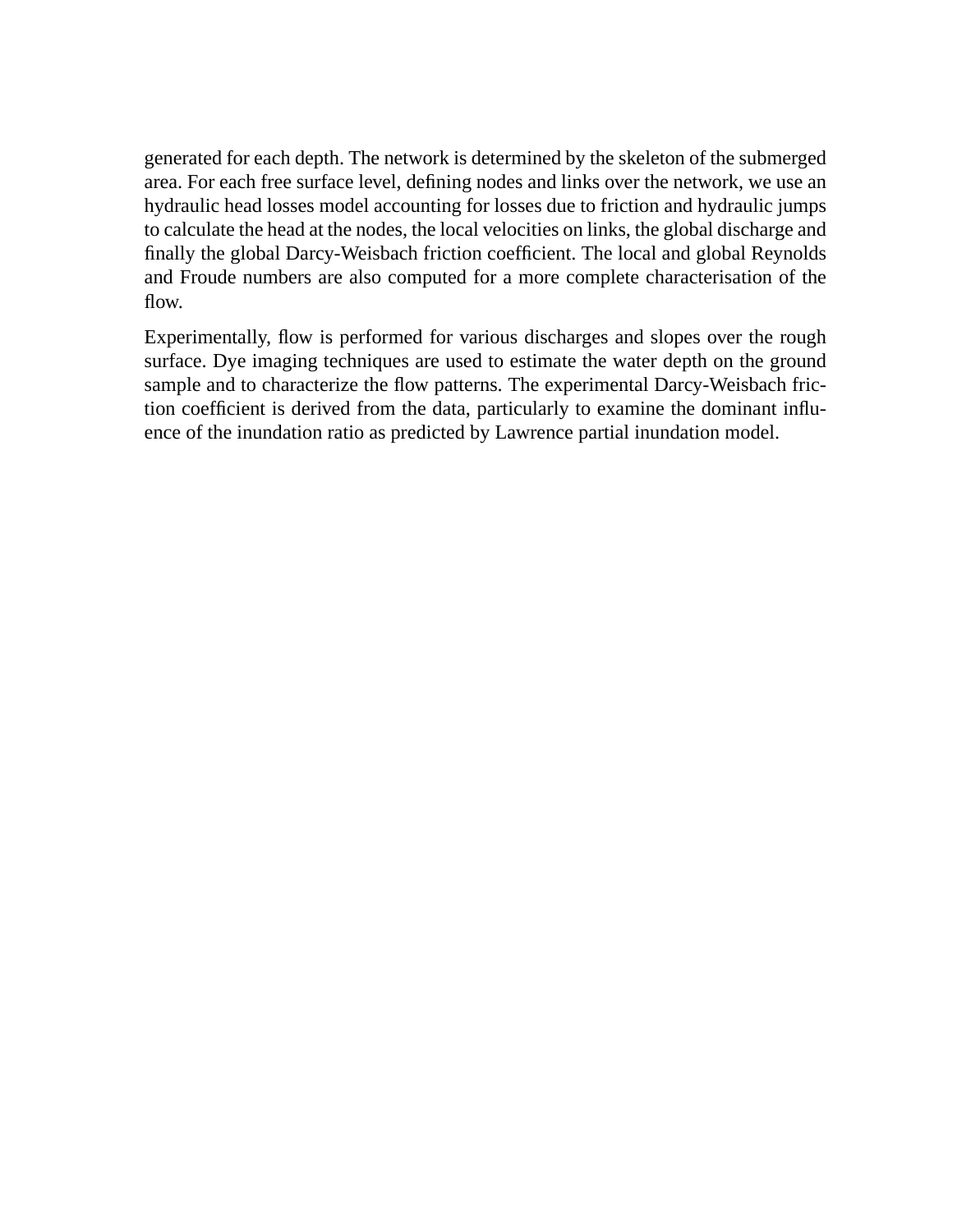generated for each depth. The network is determined by the skeleton of the submerged area. For each free surface level, defining nodes and links over the network, we use an hydraulic head losses model accounting for losses due to friction and hydraulic jumps to calculate the head at the nodes, the local velocities on links, the global discharge and finally the global Darcy-Weisbach friction coefficient. The local and global Reynolds and Froude numbers are also computed for a more complete characterisation of the flow.

Experimentally, flow is performed for various discharges and slopes over the rough surface. Dye imaging techniques are used to estimate the water depth on the ground sample and to characterize the flow patterns. The experimental Darcy-Weisbach friction coefficient is derived from the data, particularly to examine the dominant influence of the inundation ratio as predicted by Lawrence partial inundation model.